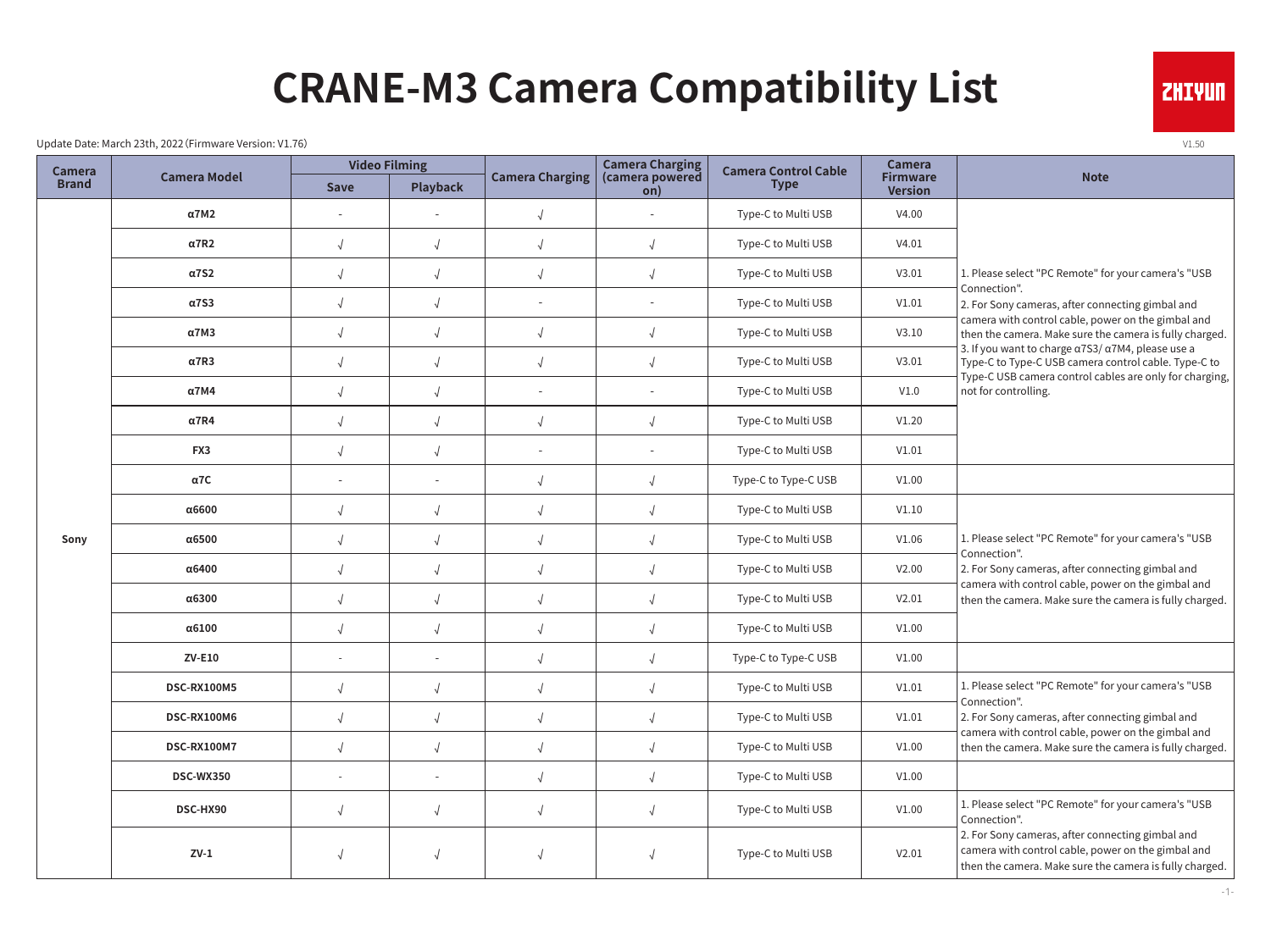# CRANE-M3 Camera Compatibility List

Update Date: March 23th, 2022 (Firmware Version: V1.76)

V1.50

| Camera Brand | Camera Model | Video Filming | | Camera Charging | Camera Charging (camera powered on) | Camera Control Cable Type | Camera Firmware Version | Note |
|---|---|---|---|---|---|---|---|---|
| | | Save | Playback | | | | | |
| Sony | α7M2 | - | - | √ | - | Type-C to Multi USB | V4.00 | 1. Please select "PC Remote" for your camera's "USB Connection". 2. For Sony cameras, after connecting gimbal and camera with control cable, power on the gimbal and then the camera. Make sure the camera is fully charged. 3. If you want to charge α7S3/ α7M4, please use a Type-C to Type-C USB camera control cable. Type-C to Type-C USB camera control cables are only for charging, not for controlling. |
| | α7R2 | √ | √ | √ | √ | Type-C to Multi USB | V4.01 | |
| | α7S2 | √ | √ | √ | √ | Type-C to Multi USB | V3.01 | |
| | α7S3 | √ | √ | - | - | Type-C to Multi USB | V1.01 | |
| | α7M3 | √ | √ | √ | √ | Type-C to Multi USB | V3.10 | |
| | α7R3 | √ | √ | √ | √ | Type-C to Multi USB | V3.01 | |
| | α7M4 | √ | √ | - | - | Type-C to Multi USB | V1.0 | |
| | α7R4 | √ | √ | √ | √ | Type-C to Multi USB | V1.20 | |
| | FX3 | √ | √ | - | - | Type-C to Multi USB | V1.01 | |
| | α7C | - | - | √ | √ | Type-C to Type-C USB | V1.00 | |
| | α6600 | √ | √ | √ | √ | Type-C to Multi USB | V1.10 | 1. Please select "PC Remote" for your camera's "USB Connection". 2. For Sony cameras, after connecting gimbal and camera with control cable, power on the gimbal and then the camera. Make sure the camera is fully charged. |
| | α6500 | √ | √ | √ | √ | Type-C to Multi USB | V1.06 | |
| | α6400 | √ | √ | √ | √ | Type-C to Multi USB | V2.00 | |
| | α6300 | √ | √ | √ | √ | Type-C to Multi USB | V2.01 | |
| | α6100 | √ | √ | √ | √ | Type-C to Multi USB | V1.00 | |
| | ZV-E10 | - | - | √ | √ | Type-C to Type-C USB | V1.00 | |
| | DSC-RX100M5 | √ | √ | √ | √ | Type-C to Multi USB | V1.01 | 1. Please select "PC Remote" for your camera's "USB Connection". 2. For Sony cameras, after connecting gimbal and camera with control cable, power on the gimbal and then the camera. Make sure the camera is fully charged. |
| | DSC-RX100M6 | √ | √ | √ | √ | Type-C to Multi USB | V1.01 | |
| | DSC-RX100M7 | √ | √ | √ | √ | Type-C to Multi USB | V1.00 | |
| | DSC-WX350 | - | - | √ | √ | Type-C to Multi USB | V1.00 | |
| | DSC-HX90 | √ | √ | √ | √ | Type-C to Multi USB | V1.00 | 1. Please select "PC Remote" for your camera's "USB Connection". 2. For Sony cameras, after connecting gimbal and camera with control cable, power on the gimbal and then the camera. Make sure the camera is fully charged. |
| | ZV-1 | √ | √ | √ | √ | Type-C to Multi USB | V2.01 | |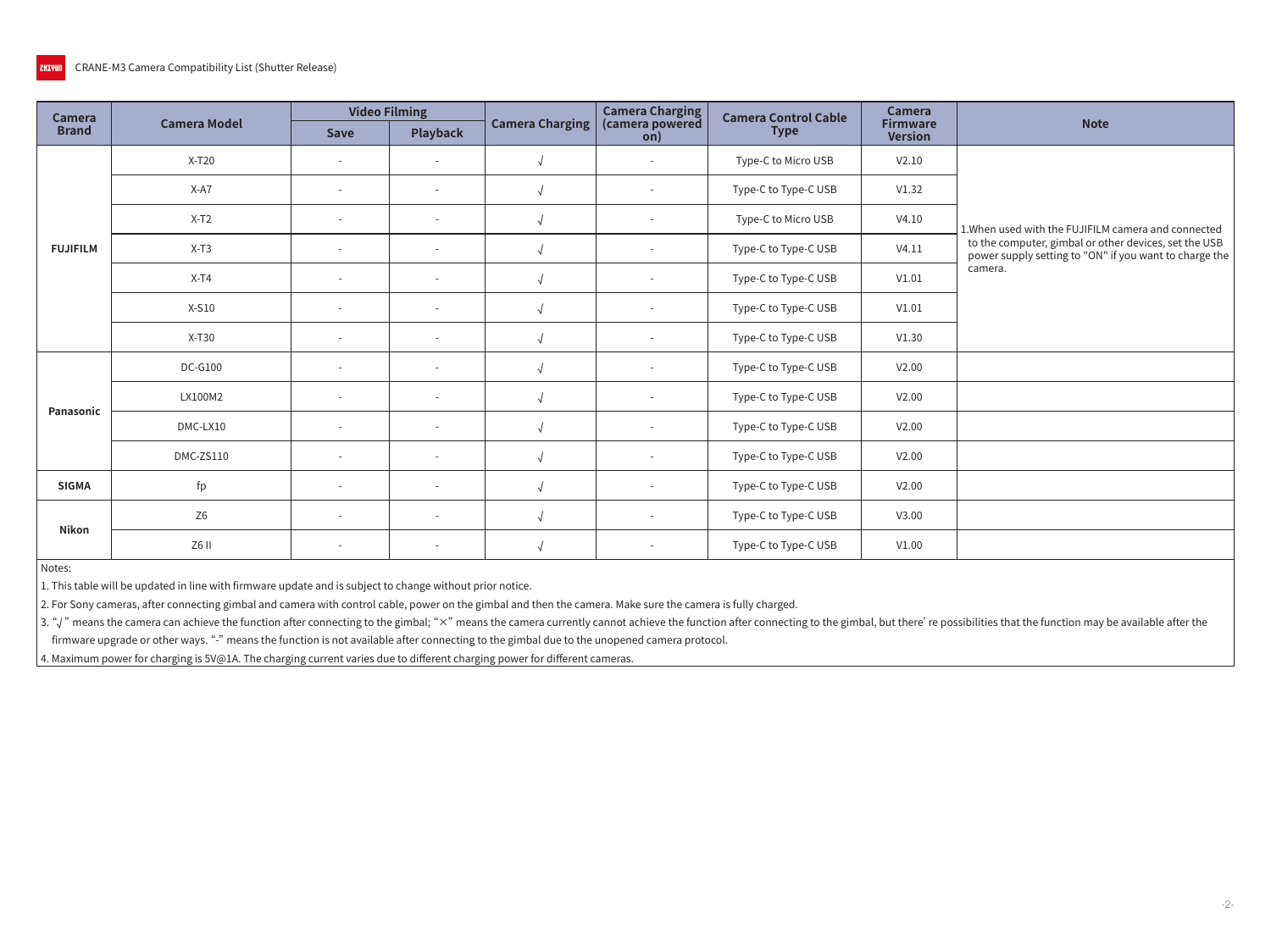CRANE-M3 Camera Compatibility List (Shutter Release)

| Camera Brand | Camera Model | Video Filming | | Camera Charging | Camera Charging (camera powered on) | Camera Control Cable Type | Camera Firmware Version | Note |
|---|---|---|---|---|---|---|---|---|
| | | Save | Playback | | | | | |
| FUJIFILM | X-T20 | - | - | √ | - | Type-C to Micro USB | V2.10 | 1.When used with the FUJIFILM camera and connected to the computer, gimbal or other devices, set the USB power supply setting to "ON" if you want to charge the camera. |
| | X-A7 | - | - | √ | - | Type-C to Type-C USB | V1.32 | |
| | X-T2 | - | - | √ | - | Type-C to Micro USB | V4.10 | |
| | X-T3 | - | - | √ | - | Type-C to Type-C USB | V4.11 | |
| | X-T4 | - | - | √ | - | Type-C to Type-C USB | V1.01 | |
| | X-S10 | - | - | √ | - | Type-C to Type-C USB | V1.01 | |
| | X-T30 | - | - | √ | - | Type-C to Type-C USB | V1.30 | |
| Panasonic | DC-G100 | - | - | √ | - | Type-C to Type-C USB | V2.00 | |
| | LX100M2 | - | - | √ | - | Type-C to Type-C USB | V2.00 | |
| | DMC-LX10 | - | - | √ | - | Type-C to Type-C USB | V2.00 | |
| | DMC-ZS110 | - | - | √ | - | Type-C to Type-C USB | V2.00 | |
| SIGMA | fp | - | - | √ | - | Type-C to Type-C USB | V2.00 | |
| Nikon | Z6 | - | - | √ | - | Type-C to Type-C USB | V3.00 | |
| | Z6 II | - | - | √ | - | Type-C to Type-C USB | V1.00 | |

Notes:

1. This table will be updated in line with firmware update and is subject to change without prior notice.
2. For Sony cameras, after connecting gimbal and camera with control cable, power on the gimbal and then the camera. Make sure the camera is fully charged.
3. "√" means the camera can achieve the function after connecting to the gimbal; "×" means the camera currently cannot achieve the function after connecting to the gimbal, but there' re possibilities that the function may be available after the firmware upgrade or other ways. "-" means the function is not available after connecting to the gimbal due to the unopened camera protocol.
4. Maximum power for charging is 5V@1A. The charging current varies due to different charging power for different cameras.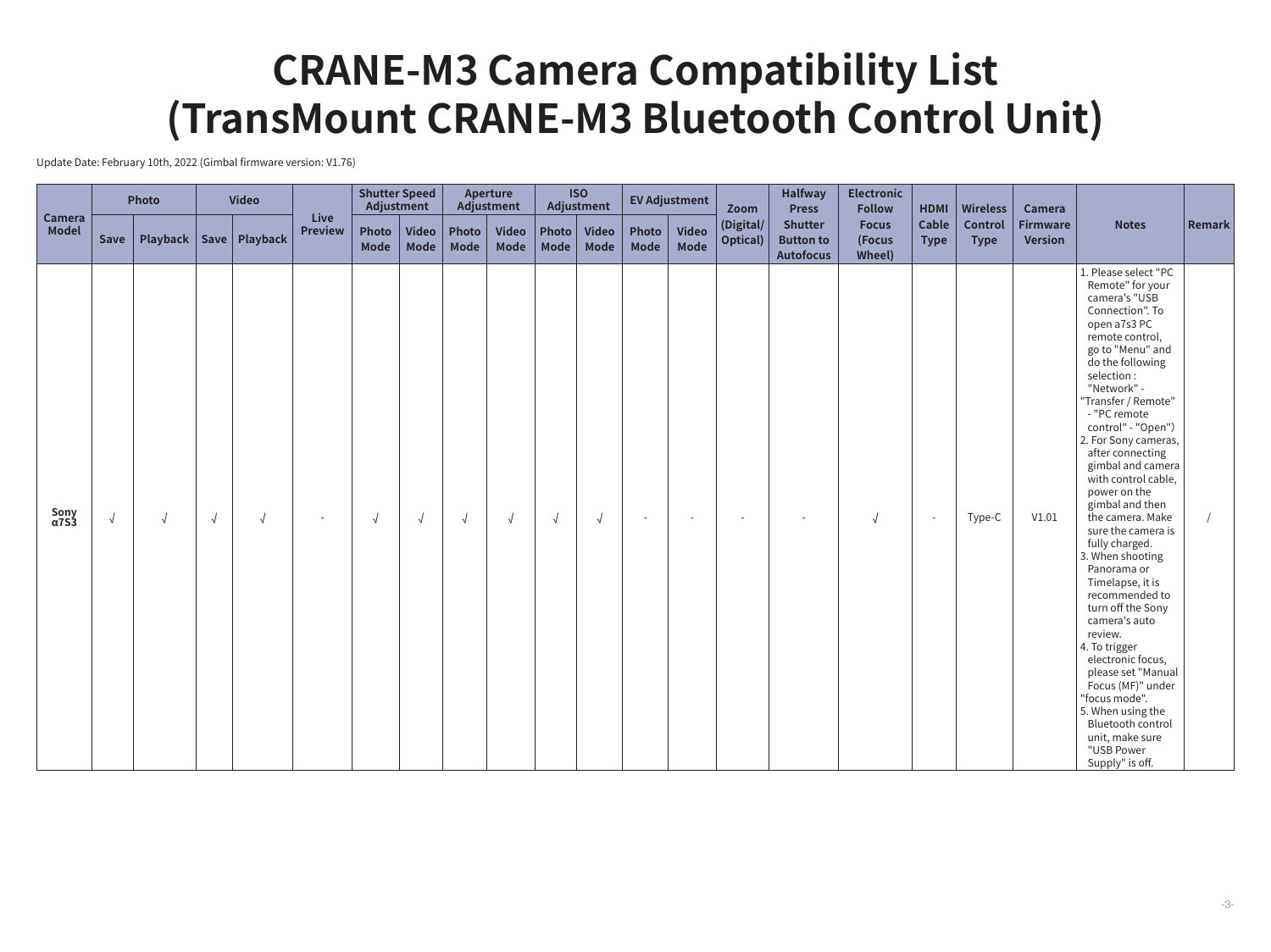# CRANE-M3 Camera Compatibility List (TransMount CRANE-M3 Bluetooth Control Unit)

Update Date: February 10th, 2022 (Gimbal firmware version: V1.76)

| Camera Model | Photo | | Video | | Live Preview | Shutter Speed Adjustment | | Aperture Adjustment | | ISO Adjustment | | EV Adjustment | | Zoom (Digital/ Optical) | Halfway Press Shutter Button to Autofocus | Electronic Follow Focus (Focus Wheel) | HDMI Cable Type | Wireless Control Type | Camera Firmware Version | Notes | Remark |
|---|---|---|---|---|---|---|---|---|---|---|---|---|---|---|---|---|---|---|---|---|---|
| | Save | Playback | Save | Playback | | Photo Mode | Video Mode | Photo Mode | Video Mode | Photo Mode | Video Mode | Photo Mode | Video Mode | | | | | | | | |
| Sony α7S3 | √ | √ | √ | √ | - | √ | √ | √ | √ | √ | √ | - | - | - | - | √ | - | Type-C | V1.01 | 1. Please select "PC Remote" for your camera's "USB Connection". To open a7s3 PC remote control, go to "Menu" and do the following selection : "Network" - "Transfer / Remote" - "PC remote control" - "Open")<br>2. For Sony cameras, after connecting gimbal and camera with control cable, power on the gimbal and then the camera. Make sure the camera is fully charged.<br>3. When shooting Panorama or Timelapse, it is recommended to turn off the Sony camera's auto review.<br>4. To trigger electronic focus, please set "Manual Focus (MF)" under "focus mode".<br>5. When using the Bluetooth control unit, make sure "USB Power Supply" is off. | / |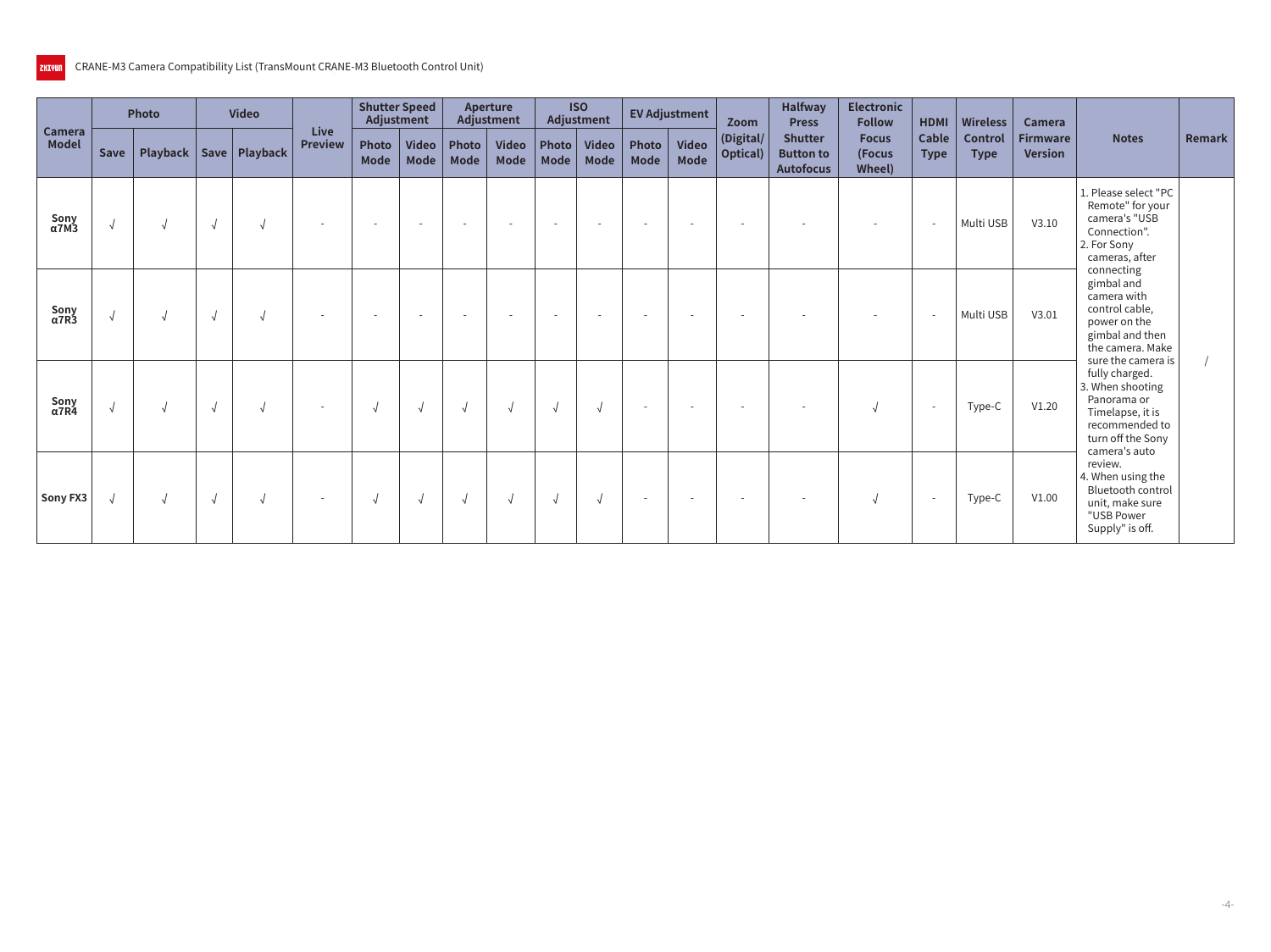CRANE-M3 Camera Compatibility List (TransMount CRANE-M3 Bluetooth Control Unit)

| Camera Model | Photo | | Video | | Live Preview | Shutter Speed Adjustment | | Aperture Adjustment | | ISO Adjustment | | EV Adjustment | | Zoom (Digital/ Optical) | Halfway Press Shutter Button to Autofocus | Electronic Follow Focus (Focus Wheel) | HDMI Cable Type | Wireless Control Type | Camera Firmware Version | Notes | Remark |
|---|---|---|---|---|---|---|---|---|---|---|---|---|---|---|---|---|---|---|---|---|---|
| | Save | Playback | Save | Playback | | Photo Mode | Video Mode | Photo Mode | Video Mode | Photo Mode | Video Mode | Photo Mode | Video Mode | | | | | | | | |
| Sony α7M3 | √ | √ | √ | √ | - | - | - | - | - | - | - | - | - | - | - | - | - | Multi USB | V3.10 | 1. Please select "PC Remote" for your camera's "USB Connection". 2. For Sony cameras, after connecting gimbal and camera with control cable, power on the gimbal and then the camera. Make sure the camera is fully charged. 3. When shooting Panorama or Timelapse, it is recommended to turn off the Sony camera's auto review. 4. When using the Bluetooth control unit, make sure "USB Power Supply" is off. | / |
| Sony α7R3 | √ | √ | √ | √ | - | - | - | - | - | - | - | - | - | - | - | - | - | Multi USB | V3.01 | | |
| Sony α7R4 | √ | √ | √ | √ | - | √ | √ | √ | √ | √ | √ | - | - | - | - | √ | - | Type-C | V1.20 | | |
| Sony FX3 | √ | √ | √ | √ | - | √ | √ | √ | √ | √ | √ | - | - | - | - | √ | - | Type-C | V1.00 | | |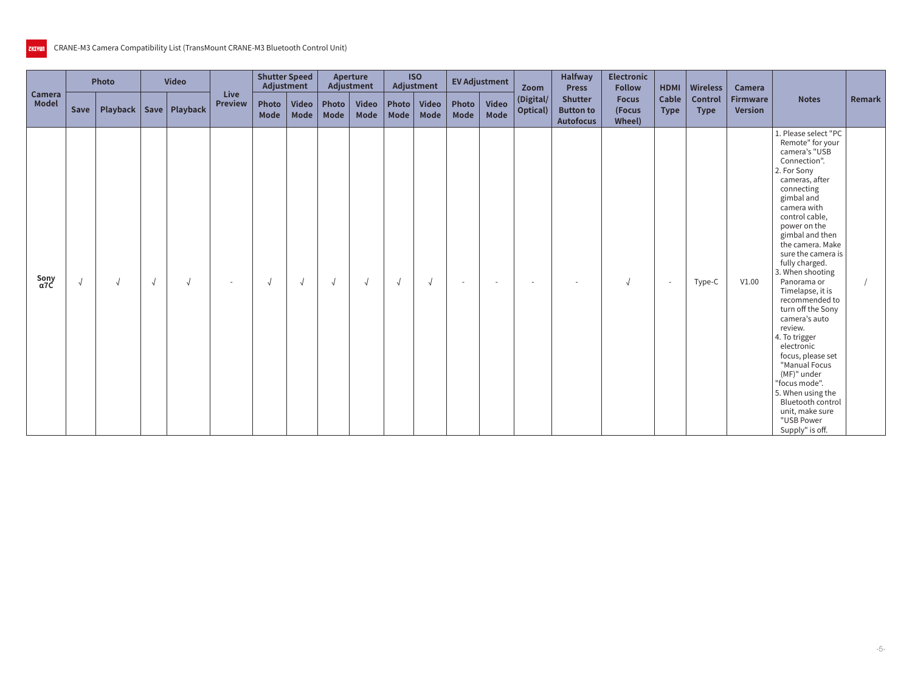CRANE-M3 Camera Compatibility List (TransMount CRANE-M3 Bluetooth Control Unit)

| Camera Model | Photo | | Video | | Live Preview | Shutter Speed Adjustment | | Aperture Adjustment | | ISO Adjustment | | EV Adjustment | | Zoom (Digital/ Optical) | Halfway Press Shutter Button to Autofocus | Electronic Follow Focus (Focus Wheel) | HDMI Cable Type | Wireless Control Type | Camera Firmware Version | Notes | Remark |
|---|---|---|---|---|---|---|---|---|---|---|---|---|---|---|---|---|---|---|---|---|---|
| | Save | Playback | Save | Playback | | Photo Mode | Video Mode | Photo Mode | Video Mode | Photo Mode | Video Mode | Photo Mode | Video Mode | | | | | | | | |
| Sony α7C | √ | √ | √ | √ | - | √ | √ | √ | √ | √ | √ | - | - | - | - | √ | - | Type-C | V1.00 | 1. Please select "PC Remote" for your camera's "USB Connection". 2. For Sony cameras, after connecting gimbal and camera with control cable, power on the gimbal and then the camera. Make sure the camera is fully charged. 3. When shooting Panorama or Timelapse, it is recommended to turn off the Sony camera's auto review. 4. To trigger electronic focus, please set "Manual Focus (MF)" under "focus mode". 5. When using the Bluetooth control unit, make sure "USB Power Supply" is off. | / |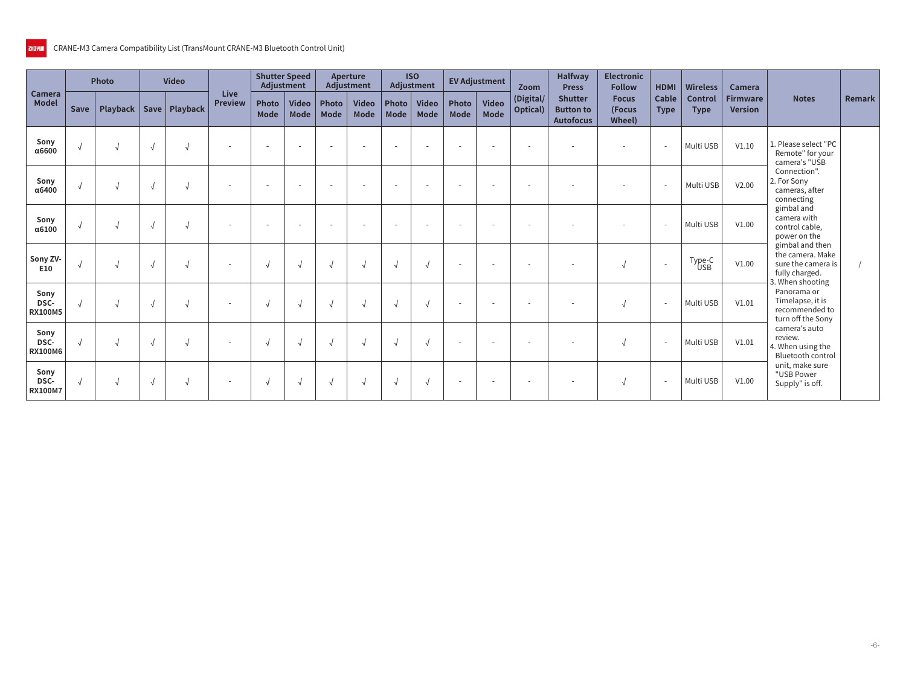CRANE-M3 Camera Compatibility List (TransMount CRANE-M3 Bluetooth Control Unit)

| Camera Model | Photo | | Video | | Live Preview | Shutter Speed Adjustment | | Aperture Adjustment | | ISO Adjustment | | EV Adjustment | | Zoom (Digital/ Optical) | Halfway Press Shutter Button to Autofocus | Electronic Follow Focus (Focus Wheel) | HDMI Cable Type | Wireless Control Type | Camera Firmware Version | Notes | Remark |
|---|---|---|---|---|---|---|---|---|---|---|---|---|---|---|---|---|---|---|---|---|---|
| | Save | Playback | Save | Playback | | Photo Mode | Video Mode | Photo Mode | Video Mode | Photo Mode | Video Mode | Photo Mode | Video Mode | | | | | | | | |
| Sony α6600 | √ | √ | √ | √ | - | - | - | - | - | - | - | - | - | - | - | - | - | Multi USB | V1.10 | 1. Please select "PC Remote" for your camera's "USB Connection". 2. For Sony cameras, after connecting gimbal and camera with control cable, power on the gimbal and then the camera. Make sure the camera is fully charged. 3. When shooting Panorama or Timelapse, it is recommended to turn off the Sony camera's auto review. 4. When using the Bluetooth control unit, make sure "USB Power Supply" is off. | / |
| Sony α6400 | √ | √ | √ | √ | - | - | - | - | - | - | - | - | - | - | - | - | - | Multi USB | V2.00 | | |
| Sony α6100 | √ | √ | √ | √ | - | - | - | - | - | - | - | - | - | - | - | - | - | Multi USB | V1.00 | | |
| Sony ZV-E10 | √ | √ | √ | √ | - | √ | √ | √ | √ | √ | √ | - | - | - | - | √ | - | Type-C USB | V1.00 | | |
| Sony DSC-RX100M5 | √ | √ | √ | √ | - | √ | √ | √ | √ | √ | √ | - | - | - | - | √ | - | Multi USB | V1.01 | | |
| Sony DSC-RX100M6 | √ | √ | √ | √ | - | √ | √ | √ | √ | √ | √ | - | - | - | - | √ | - | Multi USB | V1.01 | | |
| Sony DSC-RX100M7 | √ | √ | √ | √ | - | √ | √ | √ | √ | √ | √ | - | - | - | - | √ | - | Multi USB | V1.00 | | |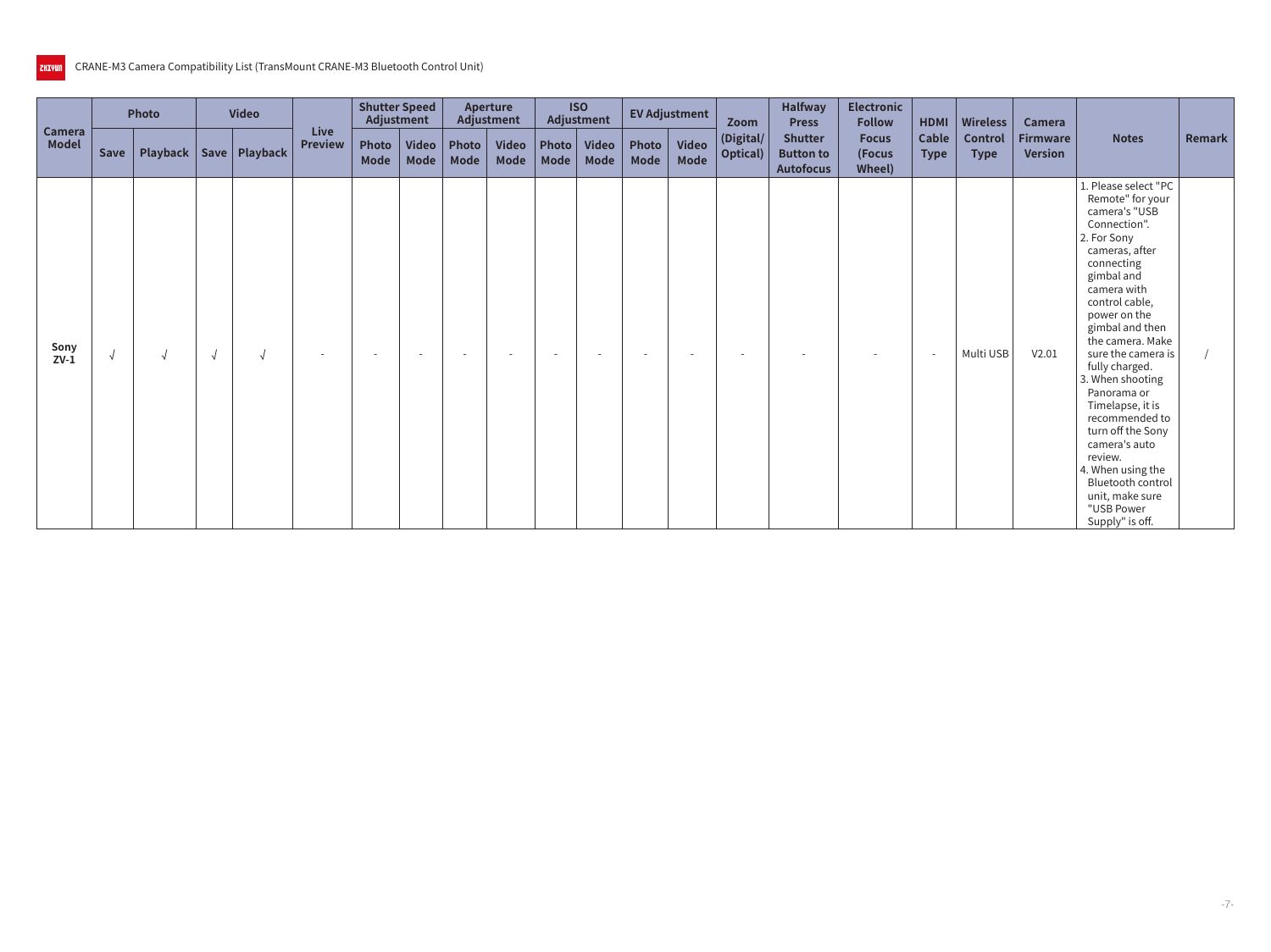CRANE-M3 Camera Compatibility List (TransMount CRANE-M3 Bluetooth Control Unit)

| Camera Model | Photo | | Video | | Live Preview | Shutter Speed Adjustment | | Aperture Adjustment | | ISO Adjustment | | EV Adjustment | | Zoom (Digital/ Optical) | Halfway Press Shutter Button to Autofocus | Electronic Follow Focus (Focus Wheel) | HDMI Cable Type | Wireless Control Type | Camera Firmware Version | Notes | Remark |
|---|---|---|---|---|---|---|---|---|---|---|---|---|---|---|---|---|---|---|---|---|---|
| | Save | Playback | Save | Playback | | Photo Mode | Video Mode | Photo Mode | Video Mode | Photo Mode | Video Mode | Photo Mode | Video Mode | | | | | | | | |
| Sony ZV-1 | √ | √ | √ | √ | - | - | - | - | - | - | - | - | - | - | - | - | - | Multi USB | V2.01 | 1. Please select "PC Remote" for your camera's "USB Connection".<br>2. For Sony cameras, after connecting gimbal and camera with control cable, power on the gimbal and then the camera. Make sure the camera is fully charged.<br>3. When shooting Panorama or Timelapse, it is recommended to turn off the Sony camera's auto review.<br>4. When using the Bluetooth control unit, make sure "USB Power Supply" is off. | / |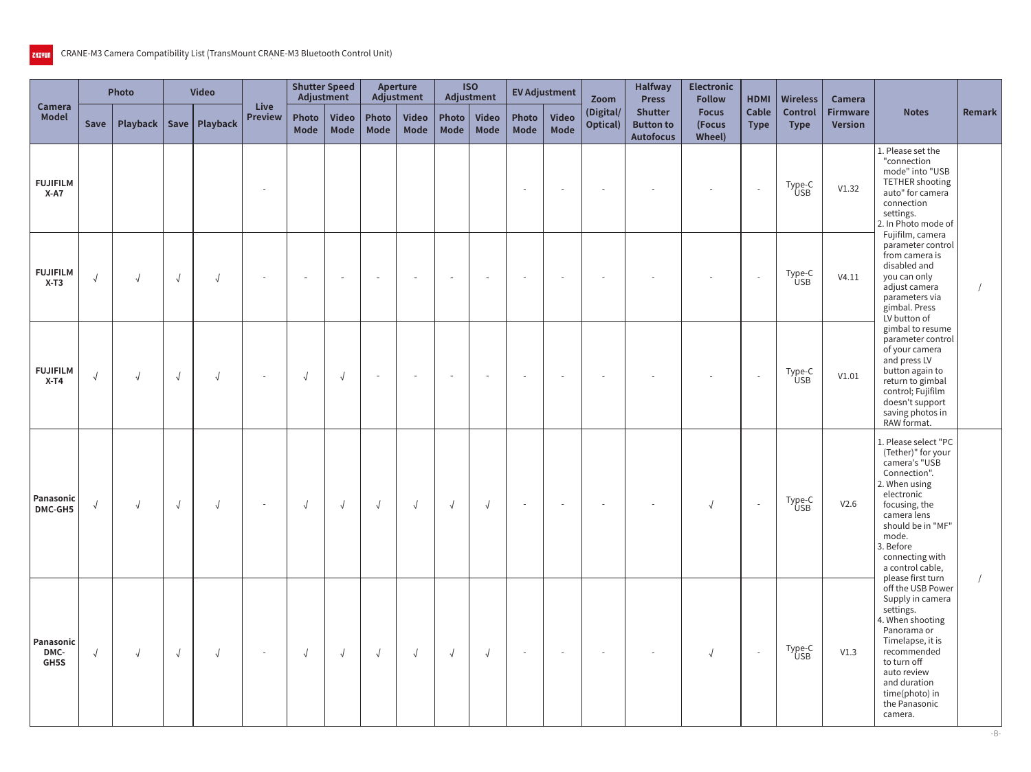CRANE-M3 Camera Compatibility List (TransMount CRANE-M3 Bluetooth Control Unit)

| Camera Model | Photo | | Video | | Live Preview | Shutter Speed Adjustment | | Aperture Adjustment | | ISO Adjustment | | EV Adjustment | | Zoom (Digital/ Optical) | Halfway Press Shutter Button to Autofocus | Electronic Follow Focus (Focus Wheel) | HDMI Cable Type | Wireless Control Type | Camera Firmware Version | Notes | Remark |
|---|---|---|---|---|---|---|---|---|---|---|---|---|---|---|---|---|---|---|---|---|---|
| | Save | Playback | Save | Playback | | Photo Mode | Video Mode | Photo Mode | Video Mode | Photo Mode | Video Mode | Photo Mode | Video Mode | | | | | | | | |
| FUJIFILM X-A7 | | | | | - | | | | | | | - | - | - | - | - | - | Type-C USB | V1.32 | 1. Please set the "connection mode" into "USB TETHER shooting auto" for camera connection settings. 2. In Photo mode of Fujifilm, camera parameter control from camera is disabled and you can only adjust camera parameters via gimbal. Press LV button of gimbal to resume parameter control of your camera and press LV button again to return to gimbal control; Fujifilm doesn't support saving photos in RAW format. | / |
| FUJIFILM X-T3 | √ | √ | √ | √ | - | - | - | - | - | - | - | - | - | - | - | - | - | Type-C USB | V4.11 | | |
| FUJIFILM X-T4 | √ | √ | √ | √ | - | √ | √ | - | - | - | - | - | - | - | - | - | - | Type-C USB | V1.01 | | |
| Panasonic DMC-GH5 | √ | √ | √ | √ | - | √ | √ | √ | √ | √ | √ | - | - | - | - | √ | - | Type-C USB | V2.6 | 1. Please select "PC (Tether)" for your camera's "USB Connection". 2. When using electronic focusing, the camera lens should be in "MF" mode. 3. Before connecting with a control cable, please first turn off the USB Power Supply in camera settings. 4. When shooting Panorama or Timelapse, it is recommended to turn off auto review and duration time(photo) in the Panasonic camera. | / |
| Panasonic DMC-GH5S | √ | √ | √ | √ | - | √ | √ | √ | √ | √ | √ | - | - | - | - | √ | - | Type-C USB | V1.3 | | |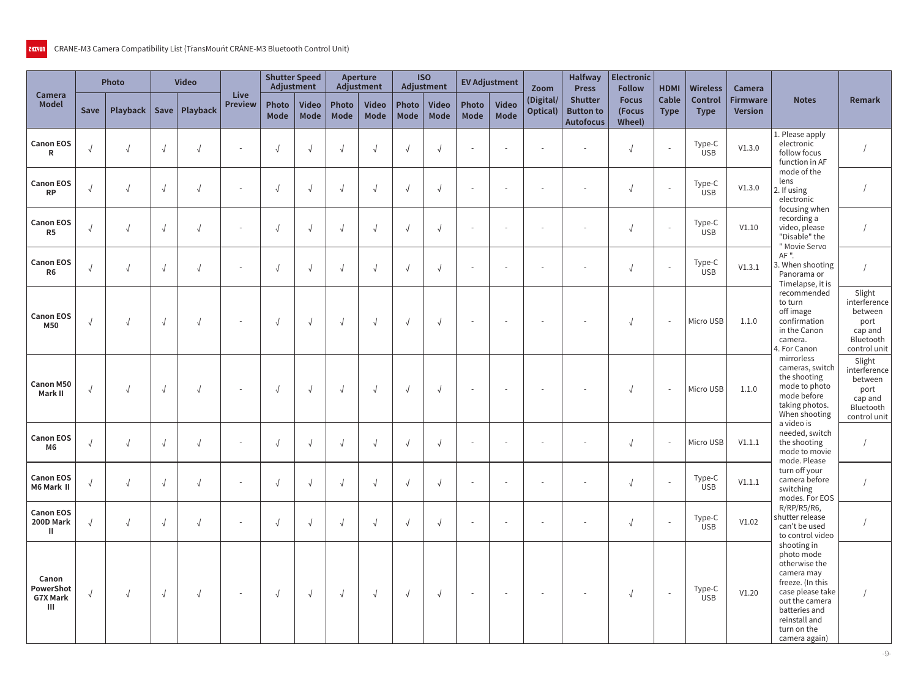CRANE-M3 Camera Compatibility List (TransMount CRANE-M3 Bluetooth Control Unit)

| Camera Model | Photo | | Video | | Live Preview | Shutter Speed Adjustment | | Aperture Adjustment | | ISO Adjustment | | EV Adjustment | | Zoom (Digital/ Optical) | Halfway Press Shutter Button to Autofocus | Electronic Follow Focus (Focus Wheel) | HDMI Cable Type | Wireless Control Type | Camera Firmware Version | Notes | Remark |
|---|---|---|---|---|---|---|---|---|---|---|---|---|---|---|---|---|---|---|---|---|---|
| | Save | Playback | Save | Playback | | Photo Mode | Video Mode | Photo Mode | Video Mode | Photo Mode | Video Mode | Photo Mode | Video Mode | | | | | | | | |
| Canon EOS R | √ | √ | √ | √ | - | √ | √ | √ | √ | √ | √ | - | - | - | - | √ | - | Type-C USB | V1.3.0 | 1. Please apply electronic follow focus function in AF mode of the lens 2. If using electronic focusing when recording a video, please "Disable" the " Movie Servo AF ". 3. When shooting Panorama or Timelapse, it is recommended to turn off image confirmation in the Canon camera. 4. For Canon mirrorless cameras, switch the shooting mode to photo mode before taking photos. When shooting a video is needed, switch the shooting mode to movie mode. Please turn off your camera before switching modes. For EOS R/RP/R5/R6, shutter release can't be used to control video shooting in photo mode otherwise the camera may freeze. (In this case please take out the camera batteries and reinstall and turn on the camera again) | / |
| Canon EOS RP | √ | √ | √ | √ | - | √ | √ | √ | √ | √ | √ | - | - | - | - | √ | - | Type-C USB | V1.3.0 | | / |
| Canon EOS R5 | √ | √ | √ | √ | - | √ | √ | √ | √ | √ | √ | - | - | - | - | √ | - | Type-C USB | V1.10 | | / |
| Canon EOS R6 | √ | √ | √ | √ | - | √ | √ | √ | √ | √ | √ | - | - | - | - | √ | - | Type-C USB | V1.3.1 | | / |
| Canon EOS M50 | √ | √ | √ | √ | - | √ | √ | √ | √ | √ | √ | - | - | - | - | √ | - | Micro USB | 1.1.0 | | Slight interference between port cap and Bluetooth control unit |
| Canon M50 Mark II | √ | √ | √ | √ | - | √ | √ | √ | √ | √ | √ | - | - | - | - | √ | - | Micro USB | 1.1.0 | | Slight interference between port cap and Bluetooth control unit |
| Canon EOS M6 | √ | √ | √ | √ | - | √ | √ | √ | √ | √ | √ | - | - | - | - | √ | - | Micro USB | V1.1.1 | | / |
| Canon EOS M6 Mark II | √ | √ | √ | √ | - | √ | √ | √ | √ | √ | √ | - | - | - | - | √ | - | Type-C USB | V1.1.1 | | / |
| Canon EOS 200D Mark II | √ | √ | √ | √ | - | √ | √ | √ | √ | √ | √ | - | - | - | - | √ | - | Type-C USB | V1.02 | | / |
| Canon PowerShot G7X Mark III | √ | √ | √ | √ | - | √ | √ | √ | √ | √ | √ | - | - | - | - | √ | - | Type-C USB | V1.20 | | / |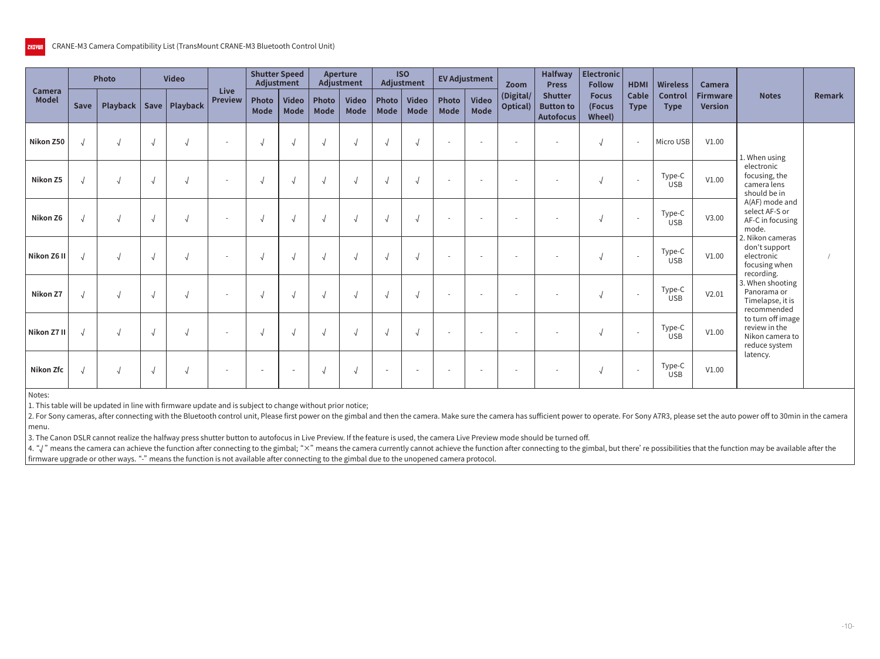CRANE-M3 Camera Compatibility List (TransMount CRANE-M3 Bluetooth Control Unit)

| Camera Model | Photo | | Video | | Live Preview | Shutter Speed Adjustment | | Aperture Adjustment | | ISO Adjustment | | EV Adjustment | | Zoom (Digital/ Optical) | Halfway Press Shutter Button to Autofocus | Electronic Follow Focus (Focus Wheel) | HDMI Cable Type | Wireless Control Type | Camera Firmware Version | Notes | Remark |
|---|---|---|---|---|---|---|---|---|---|---|---|---|---|---|---|---|---|---|---|---|---|
| | Save | Playback | Save | Playback | | Photo Mode | Video Mode | Photo Mode | Video Mode | Photo Mode | Video Mode | Photo Mode | Video Mode | | | | | | | | |
| Nikon Z50 | √ | √ | √ | √ | - | √ | √ | √ | √ | √ | √ | - | - | - | - | √ | - | Micro USB | V1.00 | 1. When using electronic focusing, the camera lens should be in A(AF) mode and select AF-S or AF-C in focusing mode. 2. Nikon cameras don't support electronic focusing when recording. 3. When shooting Panorama or Timelapse, it is recommended to turn off image review in the Nikon camera to reduce system latency. | / |
| Nikon Z5 | √ | √ | √ | √ | - | √ | √ | √ | √ | √ | √ | - | - | - | - | √ | - | Type-C USB | V1.00 | | |
| Nikon Z6 | √ | √ | √ | √ | - | √ | √ | √ | √ | √ | √ | - | - | - | - | √ | - | Type-C USB | V3.00 | | |
| Nikon Z6 II | √ | √ | √ | √ | - | √ | √ | √ | √ | √ | √ | - | - | - | - | √ | - | Type-C USB | V1.00 | | |
| Nikon Z7 | √ | √ | √ | √ | - | √ | √ | √ | √ | √ | √ | - | - | - | - | √ | - | Type-C USB | V2.01 | | |
| Nikon Z7 II | √ | √ | √ | √ | - | √ | √ | √ | √ | √ | √ | - | - | - | - | √ | - | Type-C USB | V1.00 | | |
| Nikon Zfc | √ | √ | √ | √ | - | - | - | √ | √ | - | - | - | - | - | - | √ | - | Type-C USB | V1.00 | | |

Notes:

1. This table will be updated in line with firmware update and is subject to change without prior notice;
2. For Sony cameras, after connecting with the Bluetooth control unit, Please first power on the gimbal and then the camera. Make sure the camera has sufficient power to operate. For Sony A7R3, please set the auto power off to 30min in the camera menu.
3. The Canon DSLR cannot realize the halfway press shutter button to autofocus in Live Preview. If the feature is used, the camera Live Preview mode should be turned off.
4. "√" means the camera can achieve the function after connecting to the gimbal; "×" means the camera currently cannot achieve the function after connecting to the gimbal, but there' re possibilities that the function may be available after the firmware upgrade or other ways. "-" means the function is not available after connecting to the gimbal due to the unopened camera protocol.